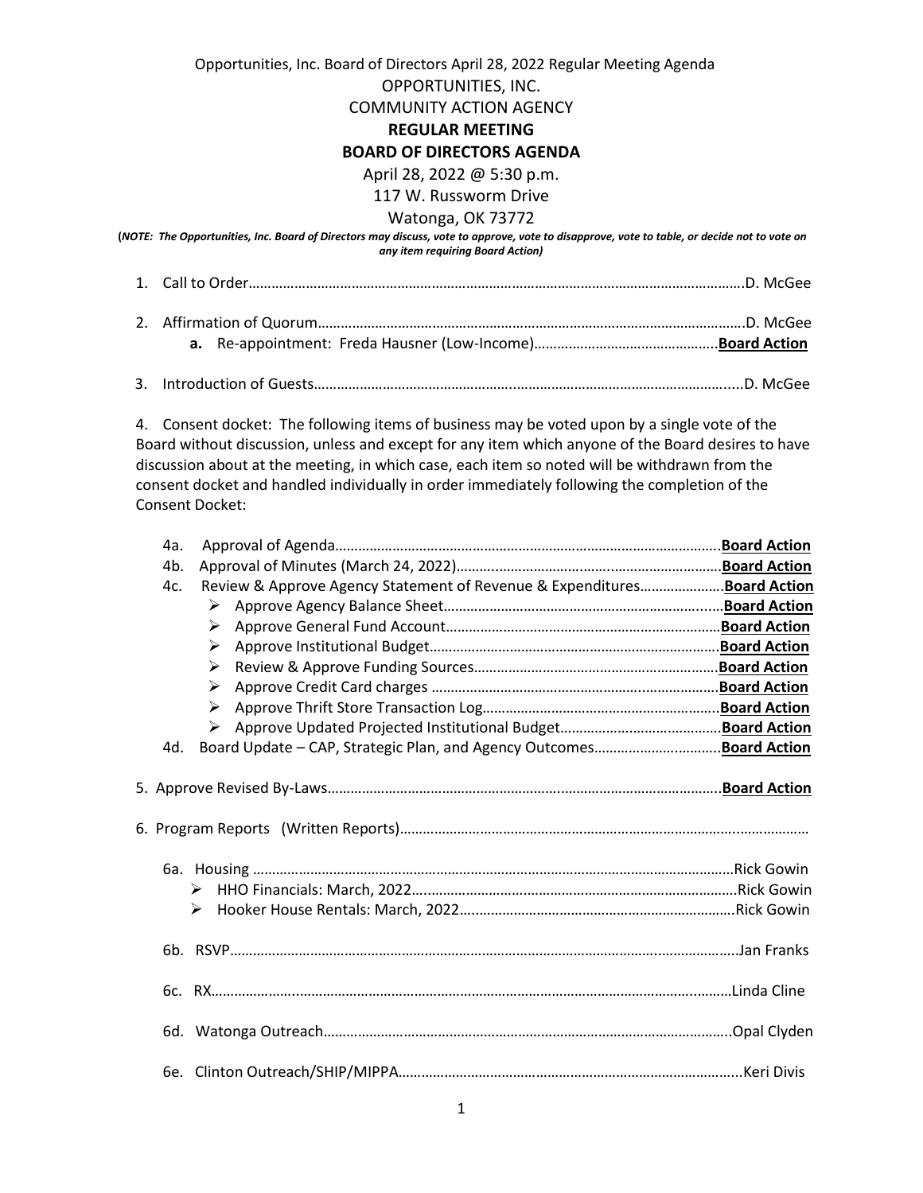Opportunities, Inc. Board of Directors April 28, 2022 Regular Meeting Agenda

OPPORTUNITIES, INC.

COMMUNITY ACTION AGENCY

**REGULAR MEETING**

**BOARD OF DIRECTORS AGENDA**

April 28, 2022 @ 5:30 p.m.

117 W. Russworm Drive

Watonga, OK 73772

**(*NOTE: The Opportunities, Inc. Board of Directors may discuss, vote to approve, vote to disapprove, vote to table, or decide not to vote on any item requiring Board Action)***

1. Call to Order……………………………………………………………………………………………………………….D. McGee

2. Affirmation of Quorum…………………………………………………………………………………………….D. McGee
   - **a.** Re-appointment: Freda Hausner (Low-Income)………………………………………..**Board Action**

3. Introduction of Guests…………………………………………………………………………………………......D. McGee

4. Consent docket: The following items of business may be voted upon by a single vote of the Board without discussion, unless and except for any item which anyone of the Board desires to have discussion about at the meeting, in which case, each item so noted will be withdrawn from the consent docket and handled individually in order immediately following the completion of the Consent Docket:

   - 4a. Approval of Agenda…………………………………………………………………………………….**Board Action**
   - 4b. Approval of Minutes (March 24, 2022)……………………………………………………….**Board Action**
   - 4c. Review & Approve Agency Statement of Revenue & Expenditures………………….**Board Action**
     - ➢ Approve Agency Balance Sheet……………………………………………………………...**Board Action**
     - ➢ Approve General Fund Account……………………………………………………………..**Board Action**
     - ➢ Approve Institutional Budget…………………………………………………………………**Board Action**
     - ➢ Review & Approve Funding Sources………………………………………………………**Board Action**
     - ➢ Approve Credit Card charges ………………………………………………………………**Board Action**
     - ➢ Approve Thrift Store Transaction Log……………………………………………………**Board Action**
     - ➢ Approve Updated Projected Institutional Budget…………………………………..**Board Action**
   - 4d. Board Update – CAP, Strategic Plan, and Agency Outcomes………………………….**Board Action**

5. Approve Revised By-Laws…………………………………………………………………………………..**Board Action**

6. Program Reports (Written Reports)………………………………………………………………………………

   - 6a. Housing ……………………………………………………………………………………………………Rick Gowin
     - ➢ HHO Financials: March, 2022………………………………………………………………….Rick Gowin
     - ➢ Hooker House Rentals: March, 2022……………………………………………………….Rick Gowin
   - 6b. RSVP…………………………………………………………………………………………………………Jan Franks
   - 6c. RX……………………………………………………………………………………………………………Linda Cline
   - 6d. Watonga Outreach………………………………………………………………………………………..Opal Clyden
   - 6e. Clinton Outreach/SHIP/MIPPA……………………………………………………………………..Keri Divis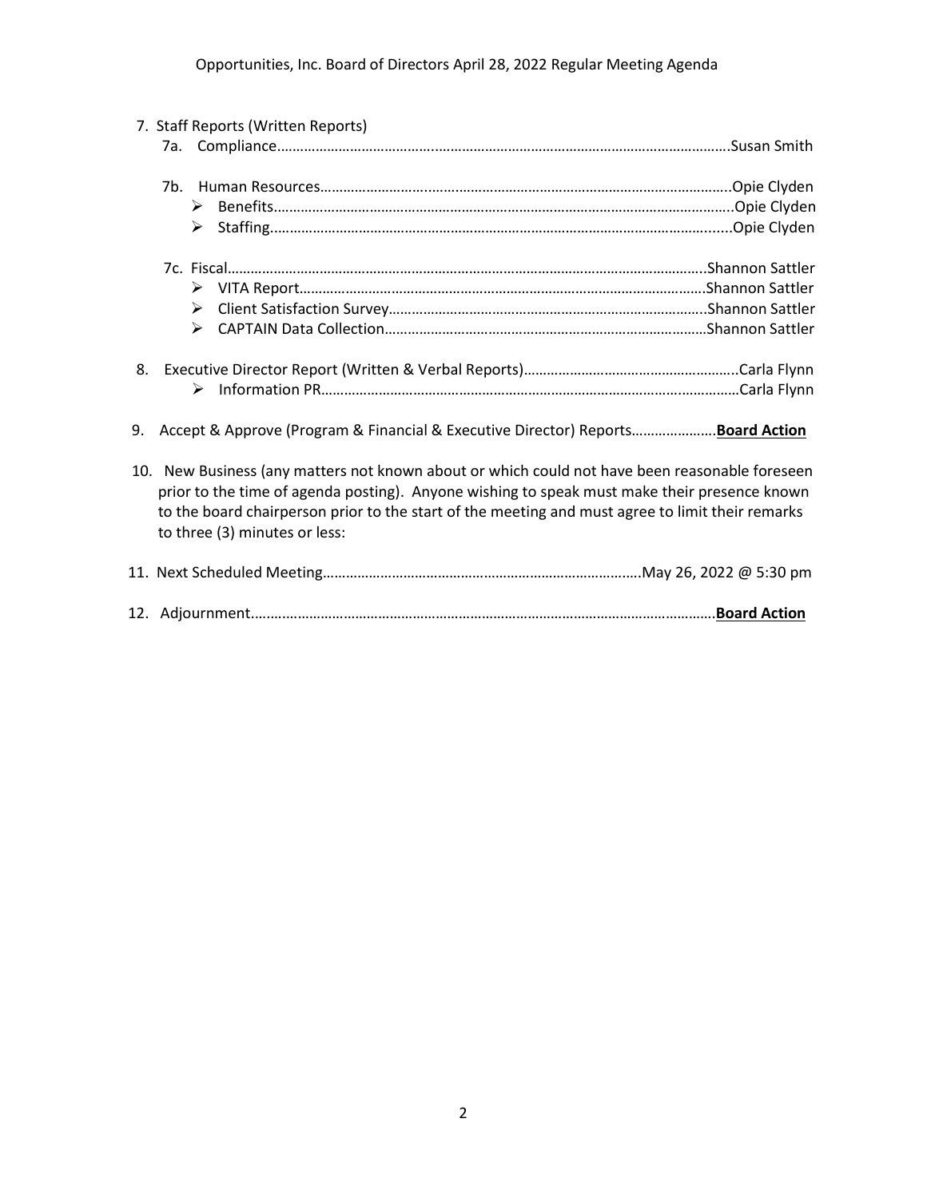7. Staff Reports (Written Reports)
   - 7a. Compliance……………………………………………………………………………………………………Susan Smith
   - 7b. Human Resources………………………………………………………………………………………Opie Clyden
     - ➢ Benefits……………………………………………………………………………………………………Opie Clyden
     - ➢ Staffing……………………………………………………………………………………………………Opie Clyden
   - 7c. Fiscal………………………………………………………………………………………………………Shannon Sattler
     - ➢ VITA Report………………………………………………………………………………………………Shannon Sattler
     - ➢ Client Satisfaction Survey………………………………………………………………………Shannon Sattler
     - ➢ CAPTAIN Data Collection…………………………………………………………………………Shannon Sattler

8. Executive Director Report (Written & Verbal Reports)……………………………………………..Carla Flynn
   - ➢ Information PR…………………………………………………………………………………………Carla Flynn

9. Accept & Approve (Program & Financial & Executive Director) Reports…………………**Board Action**

10. New Business (any matters not known about or which could not have been reasonable foreseen prior to the time of agenda posting). Anyone wishing to speak must make their presence known to the board chairperson prior to the start of the meeting and must agree to limit their remarks to three (3) minutes or less:

11. Next Scheduled Meeting……………………………………………………………………………May 26, 2022 @ 5:30 pm

12. Adjournment……………………………………………………………………………………………………**Board Action**